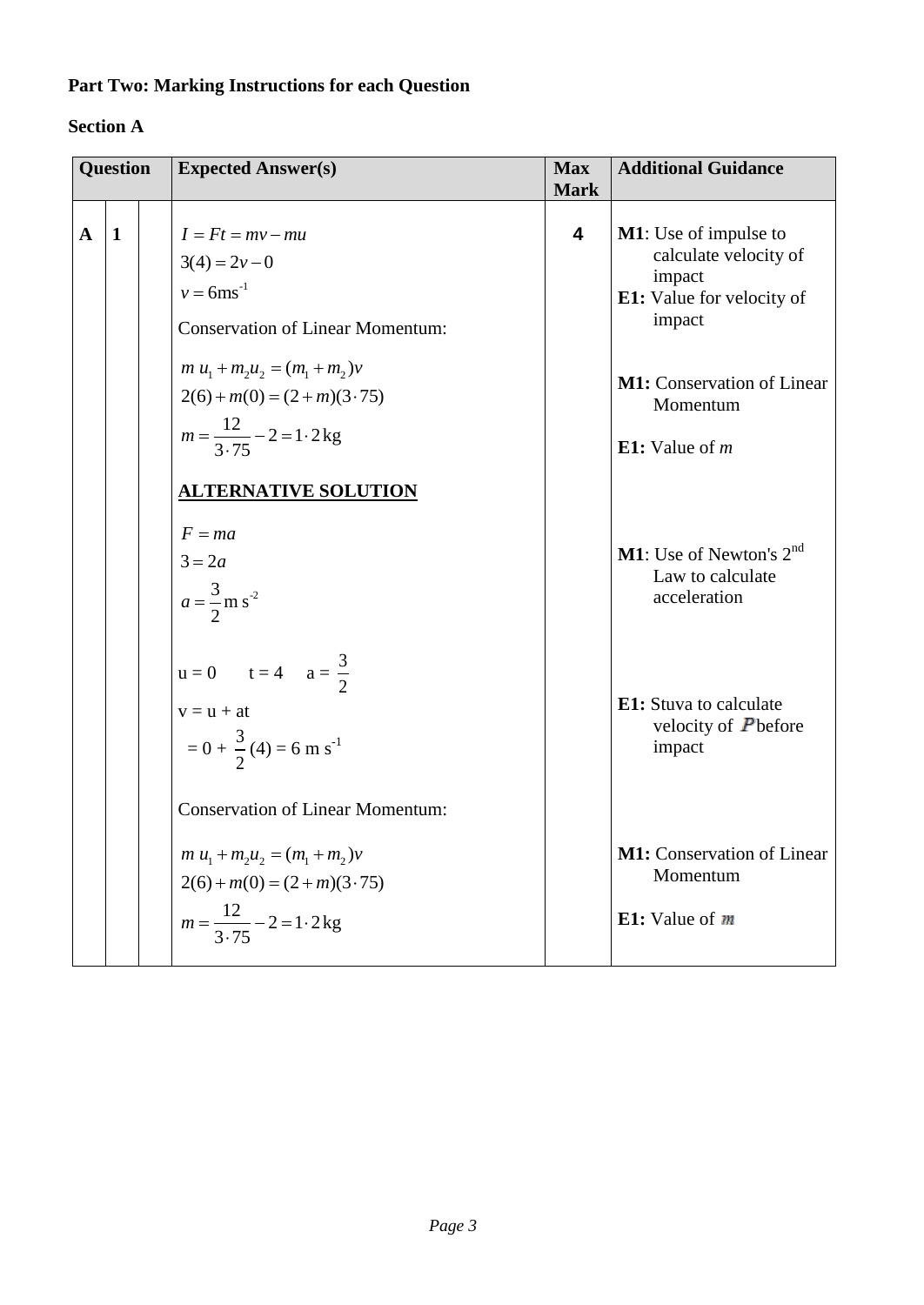## Part Two: Marking Instructions for each Question

### Section A

| Question | | | Expected Answer(s) | Max Mark | Additional Guidance |
|---|---|---|---|---|---|
| **A** | **1** | | $I = Ft = mv - mu$<br>$3(4) = 2v - 0$<br>$v = 6\text{ms}^{-1}$<br>Conservation of Linear Momentum:<br>$m u_1 + m_2 u_2 = (m_1 + m_2)v$<br>$2(6) + m(0) = (2 + m)(3 \cdot 75)$<br>$m = \dfrac{12}{3 \cdot 75} - 2 = 1 \cdot 2\,\text{kg}$<br><br>**ALTERNATIVE SOLUTION**<br><br>$F = ma$<br>$3 = 2a$<br>$a = \dfrac{3}{2}\text{m s}^{-2}$<br><br>u = 0 &nbsp;&nbsp; t = 4 &nbsp;&nbsp; a = $\dfrac{3}{2}$<br>v = u + at<br>= 0 + $\dfrac{3}{2}$(4) = 6 m s$^{-1}$<br><br>Conservation of Linear Momentum:<br>$m u_1 + m_2 u_2 = (m_1 + m_2)v$<br>$2(6) + m(0) = (2 + m)(3 \cdot 75)$<br>$m = \dfrac{12}{3 \cdot 75} - 2 = 1 \cdot 2\,\text{kg}$ | **4** | **M1**: Use of impulse to calculate velocity of impact<br>**E1:** Value for velocity of impact<br><br>**M1:** Conservation of Linear Momentum<br><br>**E1:** Value of *m*<br><br><br>**M1**: Use of Newton's 2nd Law to calculate acceleration<br><br>**E1:** Stuva to calculate velocity of *P* before impact<br><br>**M1:** Conservation of Linear Momentum<br><br>**E1:** Value of *m* |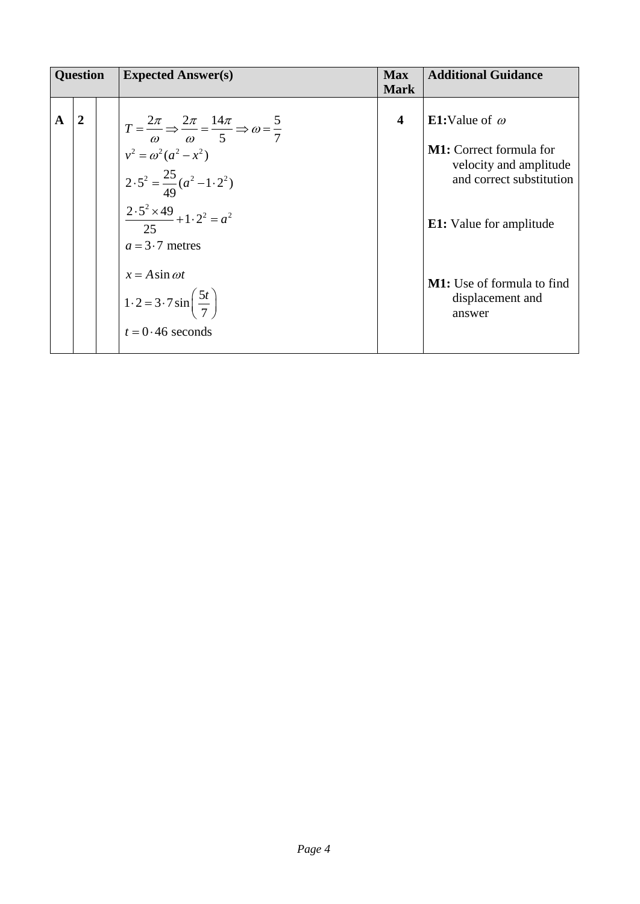| Question | | | Expected Answer(s) | Max Mark | Additional Guidance |
|---|---|---|---|---|---|
| **A** | **2** | | $T = \frac{2\pi}{\omega} \Rightarrow \frac{2\pi}{\omega} = \frac{14\pi}{5} \Rightarrow \omega = \frac{5}{7}$<br>$v^2 = \omega^2(a^2 - x^2)$<br>$2 \cdot 5^2 = \frac{25}{49}(a^2 - 1 \cdot 2^2)$<br>$\frac{2 \cdot 5^2 \times 49}{25} + 1 \cdot 2^2 = a^2$<br>$a = 3 \cdot 7$ metres<br><br>$x = A \sin \omega t$<br>$1 \cdot 2 = 3 \cdot 7 \sin\left(\frac{5t}{7}\right)$<br>$t = 0 \cdot 46$ seconds | **4** | **E1:** Value of $\omega$<br><br>**M1:** Correct formula for velocity and amplitude and correct substitution<br><br>**E1:** Value for amplitude<br><br>**M1:** Use of formula to find displacement and answer |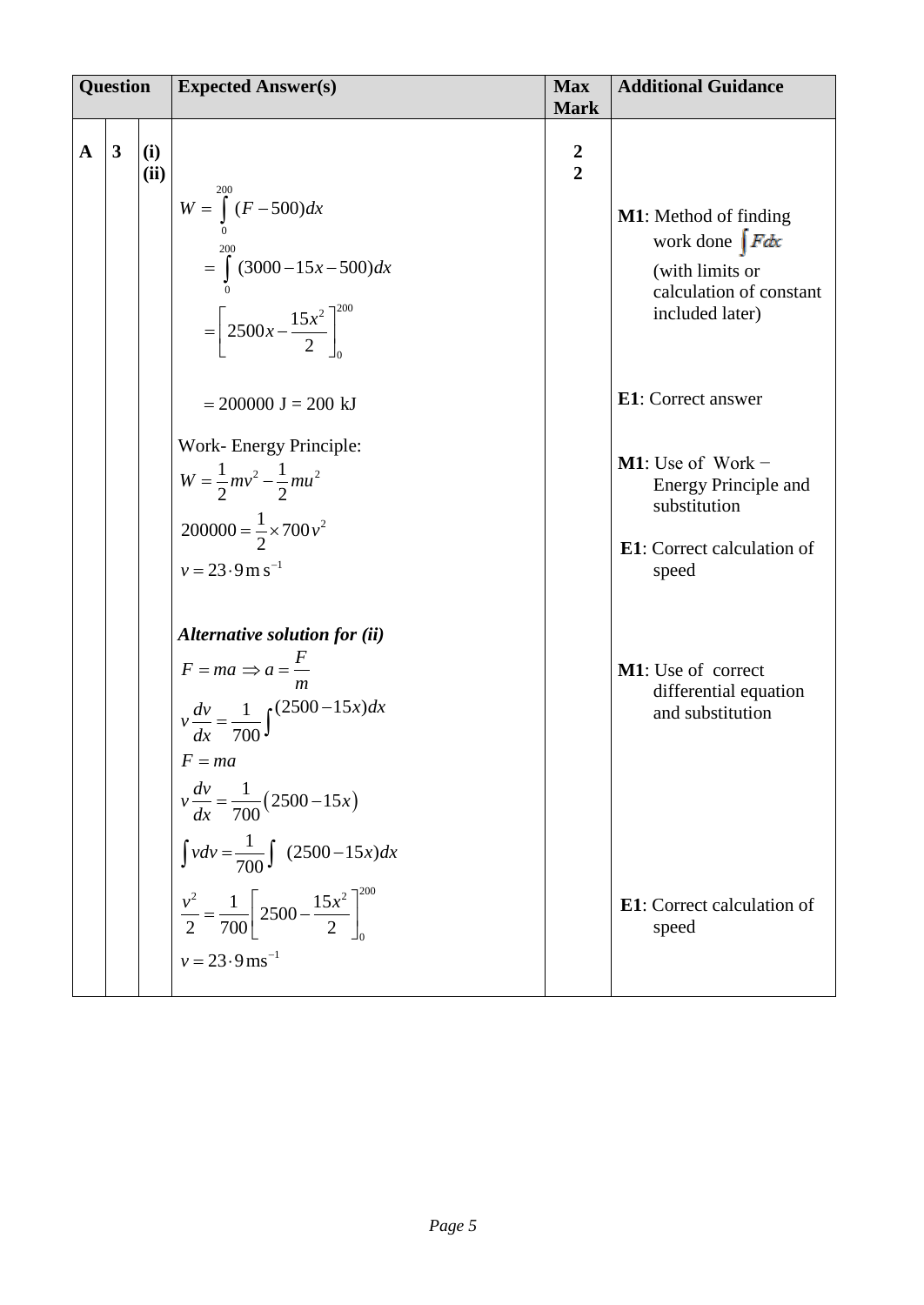| Question | | | Expected Answer(s) | Max Mark | Additional Guidance |
|---|---|---|---|---|---|
| A | 3 | (i)<br>(ii) | $W = \int_0^{200} (F - 500)dx$<br>$= \int_0^{200} (3000 - 15x - 500)dx$<br>$= \left[2500x - \frac{15x^2}{2}\right]_0^{200}$<br>$= 200000 \text{ J} = 200 \text{ kJ}$<br>Work- Energy Principle:<br>$W = \frac{1}{2}mv^2 - \frac{1}{2}mu^2$<br>$200000 = \frac{1}{2} \times 700v^2$<br>$v = 23 \cdot 9 \text{ m s}^{-1}$<br><br>***Alternative solution for (ii)***<br>$F = ma \Rightarrow a = \frac{F}{m}$<br>$v\frac{dv}{dx} = \frac{1}{700}\int (2500 - 15x)dx$<br>$F = ma$<br>$v\frac{dv}{dx} = \frac{1}{700}(2500 - 15x)$<br>$\int v dv = \frac{1}{700}\int (2500 - 15x)dx$<br>$\frac{v^2}{2} = \frac{1}{700}\left[2500 - \frac{15x^2}{2}\right]_0^{200}$<br>$v = 23 \cdot 9 \text{ ms}^{-1}$ | **2**<br>**2** | **M1**: Method of finding work done $\int F dx$ (with limits or calculation of constant included later)<br><br>**E1**: Correct answer<br><br>**M1**: Use of Work − Energy Principle and substitution<br><br>**E1**: Correct calculation of speed<br><br>**M1**: Use of correct differential equation and substitution<br><br>**E1**: Correct calculation of speed |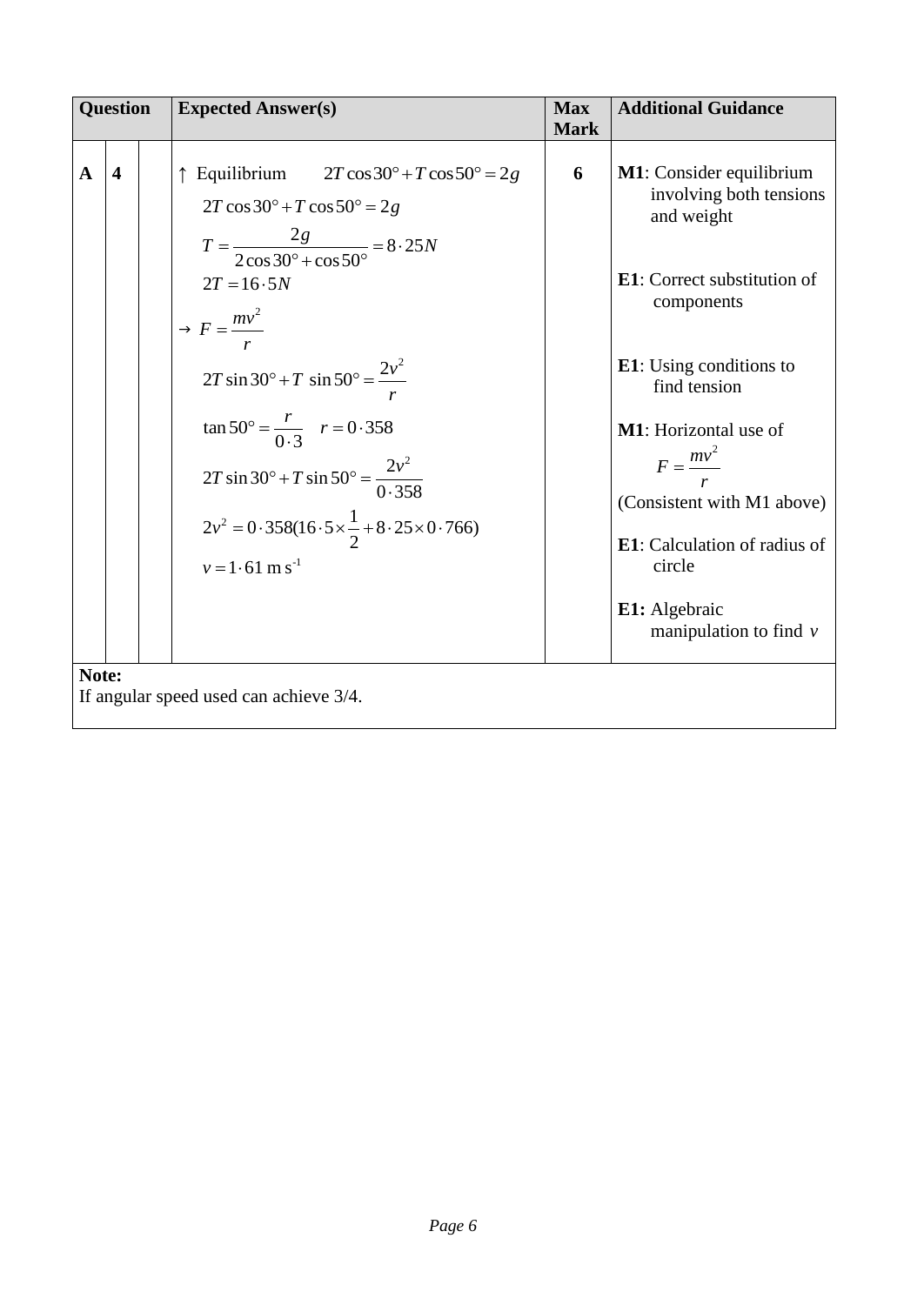| Question | | | Expected Answer(s) | Max Mark | Additional Guidance |
|---|---|---|---|---|---|
| A | 4 | | ↑ Equilibrium $\quad 2T\cos 30° + T\cos 50° = 2g$ <br> $2T\cos 30° + T\cos 50° = 2g$ <br> $T = \dfrac{2g}{2\cos 30° + \cos 50°} = 8\cdot 25N$ <br> $2T = 16\cdot 5N$ <br> $\rightarrow\ F = \dfrac{mv^2}{r}$ <br> $2T\sin 30° + T\ \sin 50° = \dfrac{2v^2}{r}$ <br> $\tan 50° = \dfrac{r}{0\cdot 3} \quad r = 0\cdot 358$ <br> $2T\sin 30° + T\sin 50° = \dfrac{2v^2}{0\cdot 358}$ <br> $2v^2 = 0\cdot 358(16\cdot 5 \times \dfrac{1}{2} + 8\cdot 25 \times 0\cdot 766)$ <br> $v = 1\cdot 61\ \text{m s}^{-1}$ | 6 | **M1**: Consider equilibrium involving both tensions and weight <br><br> **E1**: Correct substitution of components <br><br> **E1**: Using conditions to find tension <br><br> **M1**: Horizontal use of $F = \dfrac{mv^2}{r}$ (Consistent with M1 above) <br><br> **E1**: Calculation of radius of circle <br><br> **E1:** Algebraic manipulation to find $v$ |

**Note:**
If angular speed used can achieve 3/4.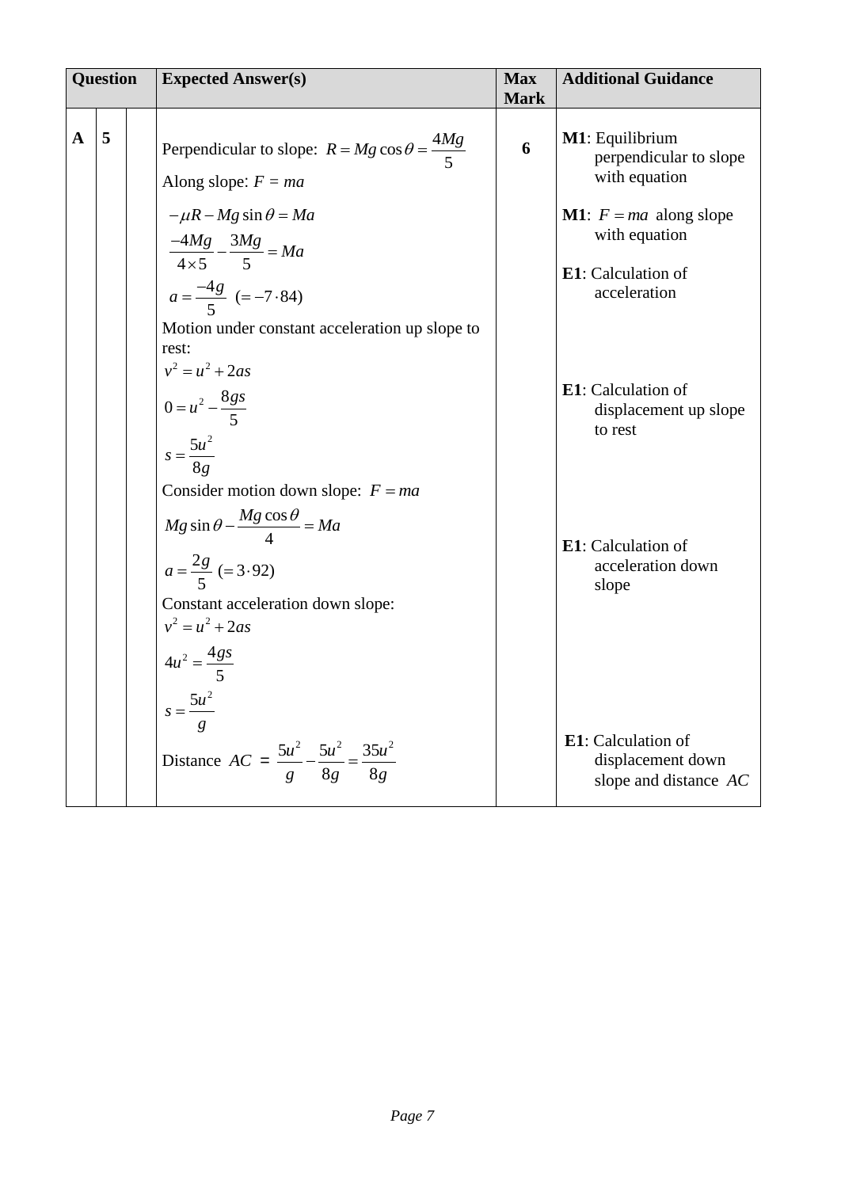| Question | | | Expected Answer(s) | Max Mark | Additional Guidance |
|---|---|---|---|---|---|
| A | 5 | | Perpendicular to slope: $R = Mg\cos\theta = \frac{4Mg}{5}$<br>Along slope: $F = ma$<br>$-\mu R - Mg\sin\theta = Ma$<br>$\frac{-4Mg}{4\times 5} - \frac{3Mg}{5} = Ma$<br>$a = \frac{-4g}{5}$ $(= -7\cdot 84)$<br>Motion under constant acceleration up slope to rest:<br>$v^2 = u^2 + 2as$<br>$0 = u^2 - \frac{8gs}{5}$<br>$s = \frac{5u^2}{8g}$<br>Consider motion down slope: $F = ma$<br>$Mg\sin\theta - \frac{Mg\cos\theta}{4} = Ma$<br>$a = \frac{2g}{5}$ $(= 3\cdot 92)$<br>Constant acceleration down slope:<br>$v^2 = u^2 + 2as$<br>$4u^2 = \frac{4gs}{5}$<br>$s = \frac{5u^2}{g}$<br>Distance $AC = \frac{5u^2}{g} - \frac{5u^2}{8g} = \frac{35u^2}{8g}$ | 6 | **M1**: Equilibrium perpendicular to slope with equation<br>**M1**: $F = ma$ along slope with equation<br>**E1**: Calculation of acceleration<br>**E1**: Calculation of displacement up slope to rest<br>**E1**: Calculation of acceleration down slope<br>**E1**: Calculation of displacement down slope and distance $AC$ |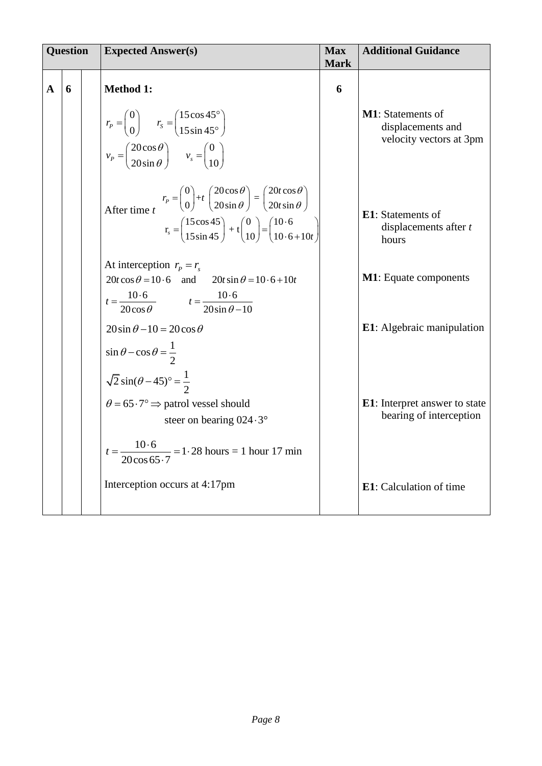| Question | | | Expected Answer(s) | Max Mark | Additional Guidance |
|---|---|---|---|---|---|
| A | 6 | | **Method 1:** | 6 | |
| | | | $r_P = \begin{pmatrix} 0 \\ 0 \end{pmatrix} \quad r_S = \begin{pmatrix} 15\cos 45° \\ 15\sin 45° \end{pmatrix}$ <br> $v_P = \begin{pmatrix} 20\cos\theta \\ 20\sin\theta \end{pmatrix} \quad v_s = \begin{pmatrix} 0 \\ 10 \end{pmatrix}$ | | **M1**: Statements of displacements and velocity vectors at 3pm |
| | | | After time $t$ $\quad r_P = \begin{pmatrix} 0 \\ 0 \end{pmatrix} + t\begin{pmatrix} 20\cos\theta \\ 20\sin\theta \end{pmatrix} = \begin{pmatrix} 20t\cos\theta \\ 20t\sin\theta \end{pmatrix}$ <br> $\mathrm{r}_s = \begin{pmatrix} 15\cos 45 \\ 15\sin 45 \end{pmatrix} + \mathrm{t}\begin{pmatrix} 0 \\ 10 \end{pmatrix} = \begin{pmatrix} 10\cdot 6 \\ 10\cdot 6 + 10t \end{pmatrix}$ | | **E1**: Statements of displacements after $t$ hours |
| | | | At interception $r_P = r_s$ <br> $20t\cos\theta = 10\cdot 6$ and $20t\sin\theta = 10\cdot 6 + 10t$ <br> $t = \dfrac{10\cdot 6}{20\cos\theta} \qquad t = \dfrac{10\cdot 6}{20\sin\theta - 10}$ | | **M1**: Equate components |
| | | | $20\sin\theta - 10 = 20\cos\theta$ <br> $\sin\theta - \cos\theta = \dfrac{1}{2}$ <br> $\sqrt{2}\sin(\theta - 45)° = \dfrac{1}{2}$ | | **E1**: Algebraic manipulation |
| | | | $\theta = 65\cdot 7° \Rightarrow$ patrol vessel should steer on bearing $024\cdot 3°$ | | **E1**: Interpret answer to state bearing of interception |
| | | | $t = \dfrac{10\cdot 6}{20\cos 65\cdot 7} = 1\cdot 28$ hours = 1 hour 17 min <br> Interception occurs at 4:17pm | | **E1**: Calculation of time |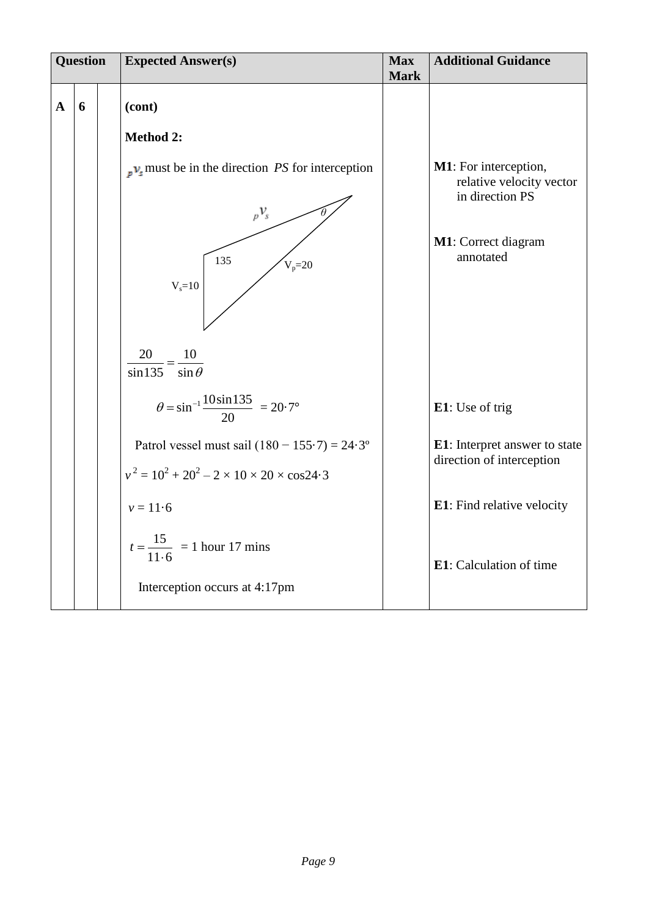| Question | | | Expected Answer(s) | Max Mark | Additional Guidance |
|---|---|---|---|---|---|
| A | 6 | | **(cont)** | | |
| | | | **Method 2:** | | |
| | | | ${}_{p}v_{s}$ must be in the direction $PS$ for interception | | **M1**: For interception, relative velocity vector in direction PS |
| | | | [Diagram: triangle with sides ${}_{p}V_{s}$, $V_s=10$, $V_p=20$; angle 135 between ${}_{p}V_{s}$ and $V_s$; angle $\theta$ between ${}_{p}V_{s}$ and $V_p$] | | **M1**: Correct diagram annotated |
| | | | $\frac{20}{\sin 135} = \frac{10}{\sin \theta}$ | | |
| | | | $\theta = \sin^{-1}\frac{10\sin 135}{20} = 20{\cdot}7°$ | | **E1**: Use of trig |
| | | | Patrol vessel must sail $(180 - 155{\cdot}7) = 24{\cdot}3°$ | | **E1**: Interpret answer to state direction of interception |
| | | | $v^2 = 10^2 + 20^2 - 2 \times 10 \times 20 \times \cos 24{\cdot}3$ | | |
| | | | $v = 11{\cdot}6$ | | **E1**: Find relative velocity |
| | | | $t = \frac{15}{11{\cdot}6}$ = 1 hour 17 mins | | **E1**: Calculation of time |
| | | | Interception occurs at 4:17pm | | |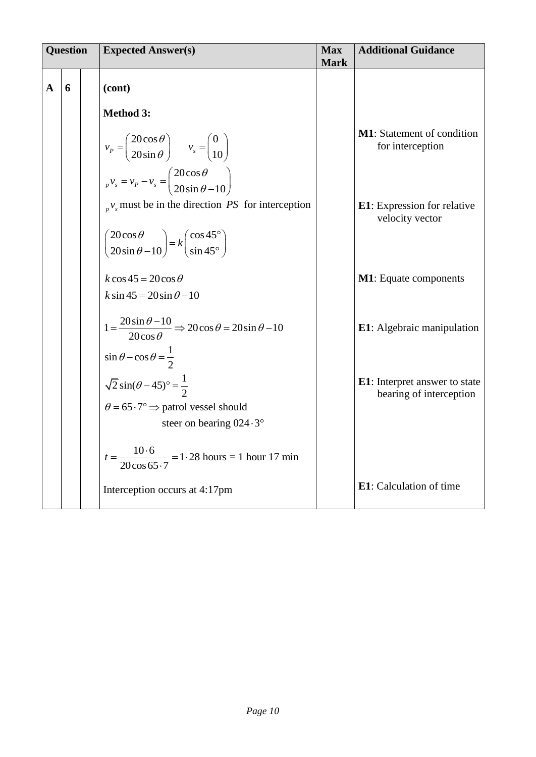| Question | | | Expected Answer(s) | Max Mark | Additional Guidance |
|---|---|---|---|---|---|
| A | 6 | | **(cont)** | | |
| | | | **Method 3:** | | |
| | | | $v_P = \begin{pmatrix} 20\cos\theta \\ 20\sin\theta \end{pmatrix} \quad v_s = \begin{pmatrix} 0 \\ 10 \end{pmatrix}$ | | **M1**: Statement of condition for interception |
| | | | ${}_p v_s = v_P - v_s = \begin{pmatrix} 20\cos\theta \\ 20\sin\theta - 10 \end{pmatrix}$ | | |
| | | | ${}_p v_s$ must be in the direction $PS$ for interception | | **E1**: Expression for relative velocity vector |
| | | | $\begin{pmatrix} 20\cos\theta \\ 20\sin\theta - 10 \end{pmatrix} = k\begin{pmatrix} \cos 45° \\ \sin 45° \end{pmatrix}$ | | |
| | | | $k\cos 45 = 20\cos\theta$ <br> $k\sin 45 = 20\sin\theta - 10$ | | **M1**: Equate components |
| | | | $1 = \dfrac{20\sin\theta - 10}{20\cos\theta} \Rightarrow 20\cos\theta = 20\sin\theta - 10$ <br> $\sin\theta - \cos\theta = \dfrac{1}{2}$ | | **E1**: Algebraic manipulation |
| | | | $\sqrt{2}\sin(\theta - 45)° = \dfrac{1}{2}$ <br> $\theta = 65\cdot7° \Rightarrow$ patrol vessel should steer on bearing $024\cdot3°$ | | **E1**: Interpret answer to state bearing of interception |
| | | | $t = \dfrac{10\cdot6}{20\cos 65\cdot7} = 1\cdot28$ hours = 1 hour 17 min | | |
| | | | Interception occurs at 4:17pm | | **E1**: Calculation of time |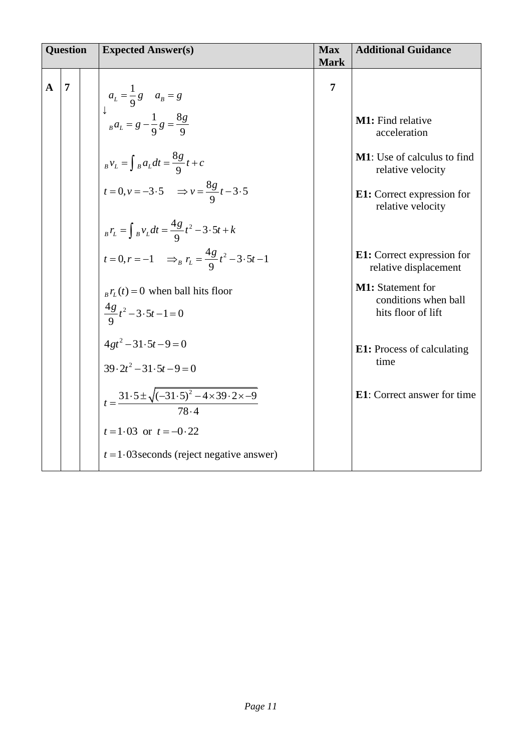| Question | | | Expected Answer(s) | Max Mark | Additional Guidance |
|---|---|---|---|---|---|
| A | 7 | | $a_L = \frac{1}{9}g \quad a_B = g$ <br> $\downarrow$ <br> ${}_Ba_L = g - \frac{1}{9}g = \frac{8g}{9}$ <br><br> ${}_Bv_L = \int {}_Ba_L dt = \frac{8g}{9}t + c$ <br> $t = 0, v = -3 \cdot 5 \quad \Rightarrow v = \frac{8g}{9}t - 3 \cdot 5$ <br><br> ${}_Br_L = \int {}_Bv_L dt = \frac{4g}{9}t^2 - 3 \cdot 5t + k$ <br> $t = 0, r = -1 \quad \Rightarrow {}_B\, r_L = \frac{4g}{9}t^2 - 3 \cdot 5t - 1$ <br><br> ${}_Br_L(t) = 0$ when ball hits floor <br> $\frac{4g}{9}t^2 - 3 \cdot 5t - 1 = 0$ <br> $4gt^2 - 31 \cdot 5t - 9 = 0$ <br> $39 \cdot 2t^2 - 31 \cdot 5t - 9 = 0$ <br> $t = \frac{31 \cdot 5 \pm \sqrt{(-31 \cdot 5)^2 - 4 \times 39 \cdot 2 \times -9}}{78 \cdot 4}$ <br> $t = 1 \cdot 03$ or $t = -0 \cdot 22$ <br> $t = 1 \cdot 03$ seconds (reject negative answer) | 7 | **M1:** Find relative acceleration <br><br> **M1**: Use of calculus to find relative velocity <br><br> **E1:** Correct expression for relative velocity <br><br> **E1:** Correct expression for relative displacement <br><br> **M1:** Statement for conditions when ball hits floor of lift <br><br> **E1:** Process of calculating time <br><br> **E1**: Correct answer for time |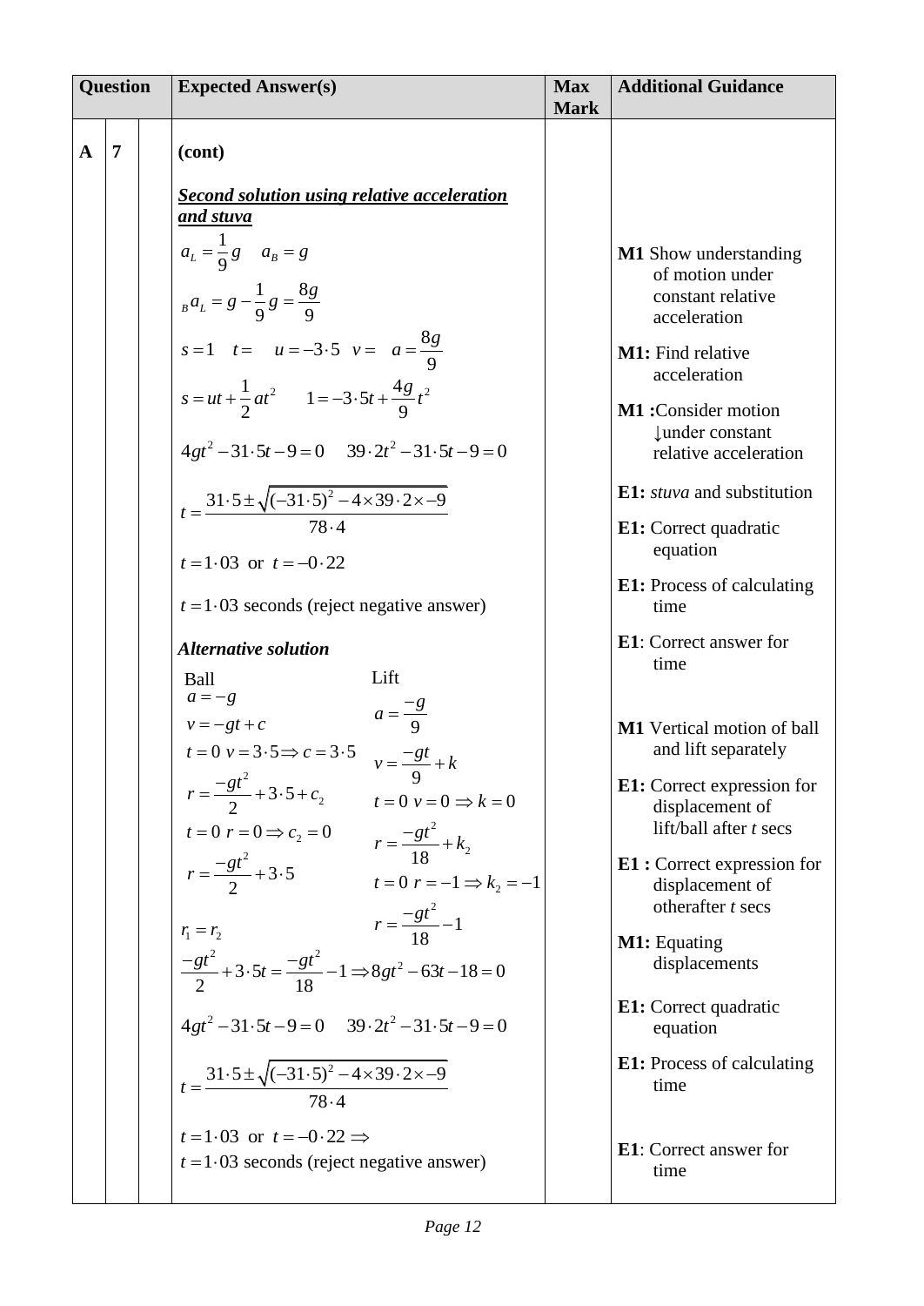| Question | | | Expected Answer(s) | Max Mark | Additional Guidance |
|---|---|---|---|---|---|
| A | 7 | | (cont) | | |
| | | | ***Second solution using relative acceleration and stuva*** | | |
| | | | $a_L = \frac{1}{9}g \quad a_B = g$ | | **M1** Show understanding of motion under constant relative acceleration |
| | | | ${}_B a_L = g - \frac{1}{9}g = \frac{8g}{9}$ | | **M1:** Find relative acceleration |
| | | | $s = 1 \quad t = \quad u = -3\cdot5 \quad v = \quad a = \frac{8g}{9}$ | | **M1 :**Consider motion ↓under constant relative acceleration |
| | | | $s = ut + \frac{1}{2}at^2 \qquad 1 = -3\cdot5t + \frac{4g}{9}t^2$ | | **E1:** *stuva* and substitution |
| | | | $4gt^2 - 31\cdot5t - 9 = 0 \quad 39\cdot2t^2 - 31\cdot5t - 9 = 0$ | | **E1:** Correct quadratic equation |
| | | | $t = \frac{31\cdot5 \pm \sqrt{(-31\cdot5)^2 - 4 \times 39\cdot2 \times -9}}{78\cdot4}$ | | **E1:** Process of calculating time |
| | | | $t = 1\cdot03$ or $t = -0\cdot22$ | | |
| | | | $t = 1\cdot03$ seconds (reject negative answer) | | **E1**: Correct answer for time |
| | | | ***Alternative solution*** | | |
| | | | Ball: $a = -g$, $v = -gt + c$, $t = 0\ v = 3\cdot5 \Rightarrow c = 3\cdot5$ | | **M1** Vertical motion of ball and lift separately |
| | | | Lift: $a = \frac{-g}{9}$, $v = \frac{-gt}{9} + k$, $t = 0\ v = 0 \Rightarrow k = 0$ | | |
| | | | Ball: $r = \frac{-gt^2}{2} + 3\cdot5 + c_2$, $t = 0\ r = 0 \Rightarrow c_2 = 0$, $r = \frac{-gt^2}{2} + 3\cdot5$ | | **E1:** Correct expression for displacement of lift/ball after $t$ secs |
| | | | Lift: $r = \frac{-gt^2}{18} + k_2$, $t = 0\ r = -1 \Rightarrow k_2 = -1$, $r = \frac{-gt^2}{18} - 1$ | | **E1 :** Correct expression for displacement of otherafter $t$ secs |
| | | | $r_1 = r_2$ | | **M1:** Equating displacements |
| | | | $\frac{-gt^2}{2} + 3\cdot5t = \frac{-gt^2}{18} - 1 \Rightarrow 8gt^2 - 63t - 18 = 0$ | | |
| | | | $4gt^2 - 31\cdot5t - 9 = 0 \quad 39\cdot2t^2 - 31\cdot5t - 9 = 0$ | | **E1:** Correct quadratic equation |
| | | | $t = \frac{31\cdot5 \pm \sqrt{(-31\cdot5)^2 - 4 \times 39\cdot2 \times -9}}{78\cdot4}$ | | **E1:** Process of calculating time |
| | | | $t = 1\cdot03$ or $t = -0\cdot22 \Rightarrow$ $t = 1\cdot03$ seconds (reject negative answer) | | **E1**: Correct answer for time |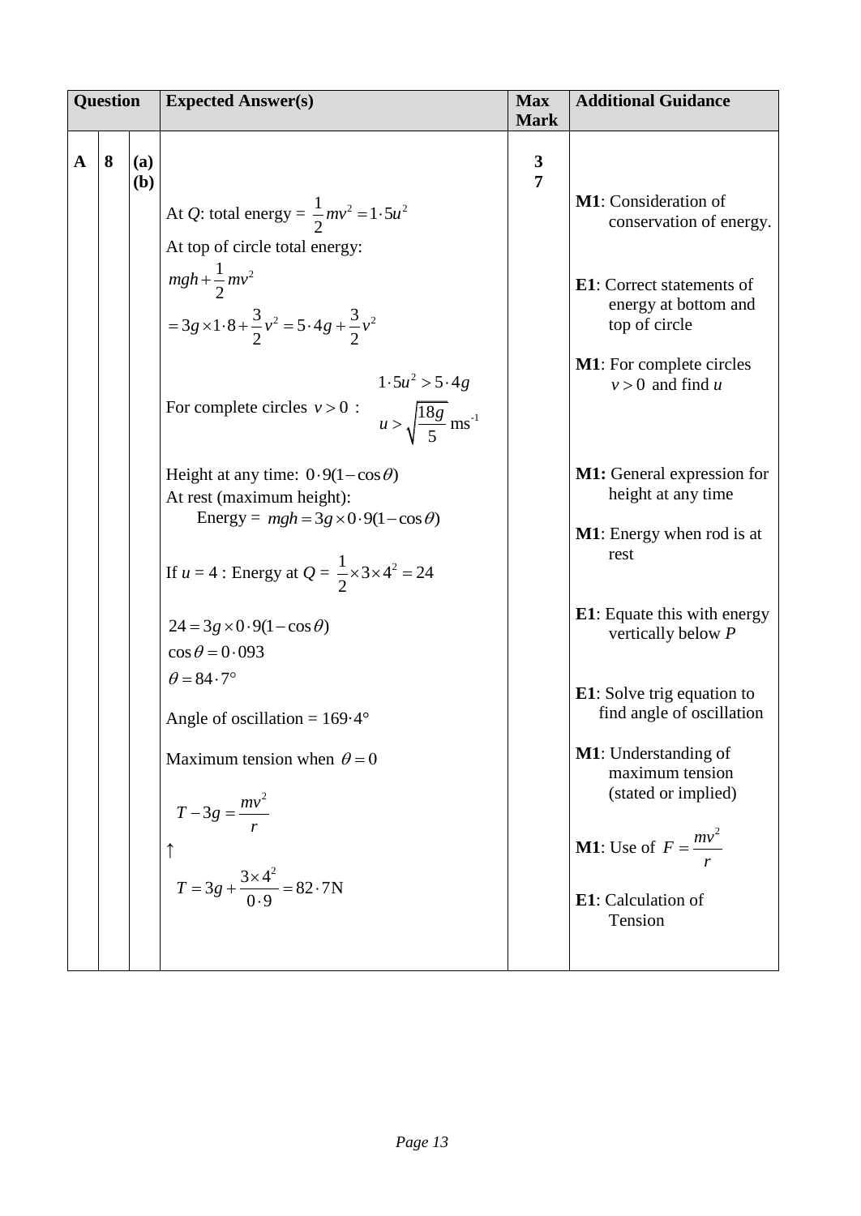| Question | | | Expected Answer(s) | Max Mark | Additional Guidance |
|---|---|---|---|---|---|
| A | 8 | (a) | | 3 | |
| | | (b) | At $Q$: total energy = $\frac{1}{2}mv^2 = 1{\cdot}5u^2$ | 7 | **M1**: Consideration of conservation of energy. |
| | | | At top of circle total energy: $mgh + \frac{1}{2}mv^2$ $= 3g \times 1{\cdot}8 + \frac{3}{2}v^2 = 5{\cdot}4g + \frac{3}{2}v^2$ | | **E1**: Correct statements of energy at bottom and top of circle |
| | | | For complete circles $v > 0$ : $1{\cdot}5u^2 > 5{\cdot}4g$, $u > \sqrt{\frac{18g}{5}}\ \text{ms}^{-1}$ | | **M1**: For complete circles $v > 0$ and find $u$ |
| | | | Height at any time: $0{\cdot}9(1 - \cos\theta)$ | | **M1:** General expression for height at any time |
| | | | At rest (maximum height): Energy = $mgh = 3g \times 0{\cdot}9(1 - \cos\theta)$ | | **M1**: Energy when rod is at rest |
| | | | If $u = 4$ : Energy at $Q$ = $\frac{1}{2} \times 3 \times 4^2 = 24$ | | |
| | | | $24 = 3g \times 0{\cdot}9(1 - \cos\theta)$ | | **E1**: Equate this with energy vertically below $P$ |
| | | | $\cos\theta = 0{\cdot}093$ <br> $\theta = 84{\cdot}7°$ <br> Angle of oscillation = $169{\cdot}4°$ | | **E1**: Solve trig equation to find angle of oscillation |
| | | | Maximum tension when $\theta = 0$ | | **M1**: Understanding of maximum tension (stated or implied) |
| | | | $T - 3g = \frac{mv^2}{r}$ <br> $\uparrow$ | | **M1**: Use of $F = \frac{mv^2}{r}$ |
| | | | $T = 3g + \frac{3 \times 4^2}{0{\cdot}9} = 82{\cdot}7\text{N}$ | | **E1**: Calculation of Tension |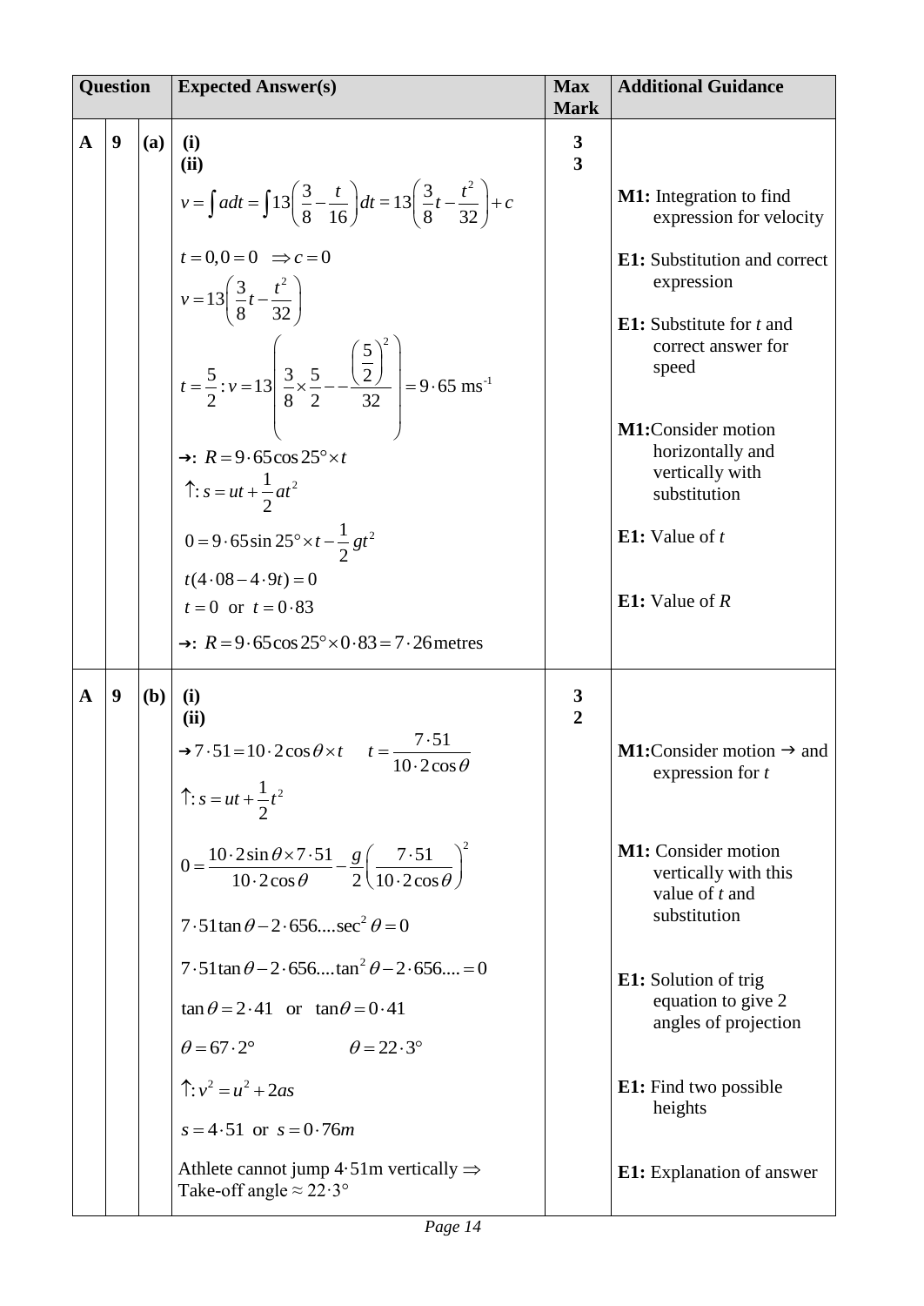| Question | | | Expected Answer(s) | Max Mark | Additional Guidance |
|---|---|---|---|---|---|
| A | 9 | (a) | **(i)** <br> **(ii)** <br> $v = \int a dt = \int 13\left(\frac{3}{8} - \frac{t}{16}\right)dt = 13\left(\frac{3}{8}t - \frac{t^2}{32}\right) + c$ <br> $t = 0, 0 = 0 \quad \Rightarrow c = 0$ <br> $v = 13\left(\frac{3}{8}t - \frac{t^2}{32}\right)$ <br> $t = \frac{5}{2} : v = 13\left(\frac{3}{8} \times \frac{5}{2} - -\frac{\left(\frac{5}{2}\right)^2}{32}\right) = 9 \cdot 65 \text{ ms}^{-1}$ <br> $\rightarrow$: $R = 9 \cdot 65 \cos 25° \times t$ <br> $\uparrow$: $s = ut + \frac{1}{2}at^2$ <br> $0 = 9 \cdot 65 \sin 25° \times t - \frac{1}{2}gt^2$ <br> $t(4 \cdot 08 - 4 \cdot 9t) = 0$ <br> $t = 0$ or $t = 0 \cdot 83$ <br> $\rightarrow$: $R = 9 \cdot 65 \cos 25° \times 0 \cdot 83 = 7 \cdot 26$ metres | **3** <br> **3** | **M1:** Integration to find expression for velocity <br> **E1:** Substitution and correct expression <br> **E1:** Substitute for *t* and correct answer for speed <br> **M1:** Consider motion horizontally and vertically with substitution <br> **E1:** Value of *t* <br> **E1:** Value of *R* |
| A | 9 | (b) | **(i)** <br> **(ii)** <br> $\rightarrow 7 \cdot 51 = 10 \cdot 2 \cos\theta \times t \qquad t = \frac{7 \cdot 51}{10 \cdot 2 \cos\theta}$ <br> $\uparrow$: $s = ut + \frac{1}{2}t^2$ <br> $0 = \frac{10 \cdot 2 \sin\theta \times 7 \cdot 51}{10 \cdot 2 \cos\theta} - \frac{g}{2}\left(\frac{7 \cdot 51}{10 \cdot 2 \cos\theta}\right)^2$ <br> $7 \cdot 51 \tan\theta - 2 \cdot 656....\sec^2\theta = 0$ <br> $7 \cdot 51 \tan\theta - 2 \cdot 656....\tan^2\theta - 2 \cdot 656.... = 0$ <br> $\tan\theta = 2 \cdot 41$ or $\tan\theta = 0 \cdot 41$ <br> $\theta = 67 \cdot 2° \qquad \theta = 22 \cdot 3°$ <br> $\uparrow$: $v^2 = u^2 + 2as$ <br> $s = 4 \cdot 51$ or $s = 0 \cdot 76m$ <br> Athlete cannot jump 4·51m vertically $\Rightarrow$ Take-off angle $\approx 22 \cdot 3°$ | **3** <br> **2** | **M1:** Consider motion $\rightarrow$ and expression for *t* <br> **M1:** Consider motion vertically with this value of *t* and substitution <br> **E1:** Solution of trig equation to give 2 angles of projection <br> **E1:** Find two possible heights <br> **E1:** Explanation of answer |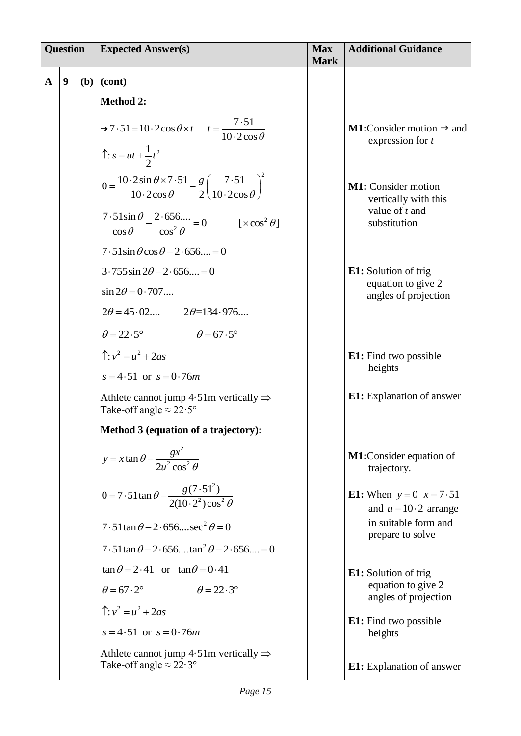| Question | | | Expected Answer(s) | Max Mark | Additional Guidance |
|---|---|---|---|---|---|
| A | 9 | (b) | **(cont)** | | |
| | | | **Method 2:** | | |
| | | | $\rightarrow 7\cdot51 = 10\cdot2\cos\theta \times t \quad t = \dfrac{7\cdot51}{10\cdot2\cos\theta}$ | | **M1:** Consider motion $\rightarrow$ and expression for $t$ |
| | | | $\uparrow: s = ut + \dfrac{1}{2}t^2$ | | |
| | | | $0 = \dfrac{10\cdot2\sin\theta \times 7\cdot51}{10\cdot2\cos\theta} - \dfrac{g}{2}\left(\dfrac{7\cdot51}{10\cdot2\cos\theta}\right)^2$ | | **M1:** Consider motion vertically with this value of $t$ and substitution |
| | | | $\dfrac{7\cdot51\sin\theta}{\cos\theta} - \dfrac{2\cdot656....}{\cos^2\theta} = 0 \qquad [\times\cos^2\theta]$ | | |
| | | | $7\cdot51\sin\theta\cos\theta - 2\cdot656.... = 0$ | | |
| | | | $3\cdot755\sin 2\theta - 2\cdot656.... = 0$ | | **E1:** Solution of trig equation to give 2 angles of projection |
| | | | $\sin 2\theta = 0\cdot707....$ | | |
| | | | $2\theta = 45\cdot02.... \qquad 2\theta = 134\cdot976....$ | | |
| | | | $\theta = 22\cdot5° \qquad \theta = 67\cdot5°$ | | |
| | | | $\uparrow: v^2 = u^2 + 2as$ | | **E1:** Find two possible heights |
| | | | $s = 4\cdot51$ or $s = 0\cdot76m$ | | |
| | | | Athlete cannot jump 4·51m vertically $\Rightarrow$ Take-off angle $\approx 22\cdot5°$ | | **E1:** Explanation of answer |
| | | | **Method 3 (equation of a trajectory):** | | |
| | | | $y = x\tan\theta - \dfrac{gx^2}{2u^2\cos^2\theta}$ | | **M1:** Consider equation of trajectory. |
| | | | $0 = 7\cdot51\tan\theta - \dfrac{g(7\cdot51^2)}{2(10\cdot2^2)\cos^2\theta}$ | | **E1:** When $y = 0$ $x = 7\cdot51$ and $u = 10\cdot2$ arrange in suitable form and prepare to solve |
| | | | $7\cdot51\tan\theta - 2\cdot656....\sec^2\theta = 0$ | | |
| | | | $7\cdot51\tan\theta - 2\cdot656....\tan^2\theta - 2\cdot656.... = 0$ | | |
| | | | $\tan\theta = 2\cdot41$ or $\tan\theta = 0\cdot41$ | | **E1:** Solution of trig equation to give 2 angles of projection |
| | | | $\theta = 67\cdot2° \qquad \theta = 22\cdot3°$ | | |
| | | | $\uparrow: v^2 = u^2 + 2as$ | | **E1:** Find two possible heights |
| | | | $s = 4\cdot51$ or $s = 0\cdot76m$ | | |
| | | | Athlete cannot jump 4·51m vertically $\Rightarrow$ Take-off angle $\approx 22\cdot3°$ | | **E1:** Explanation of answer |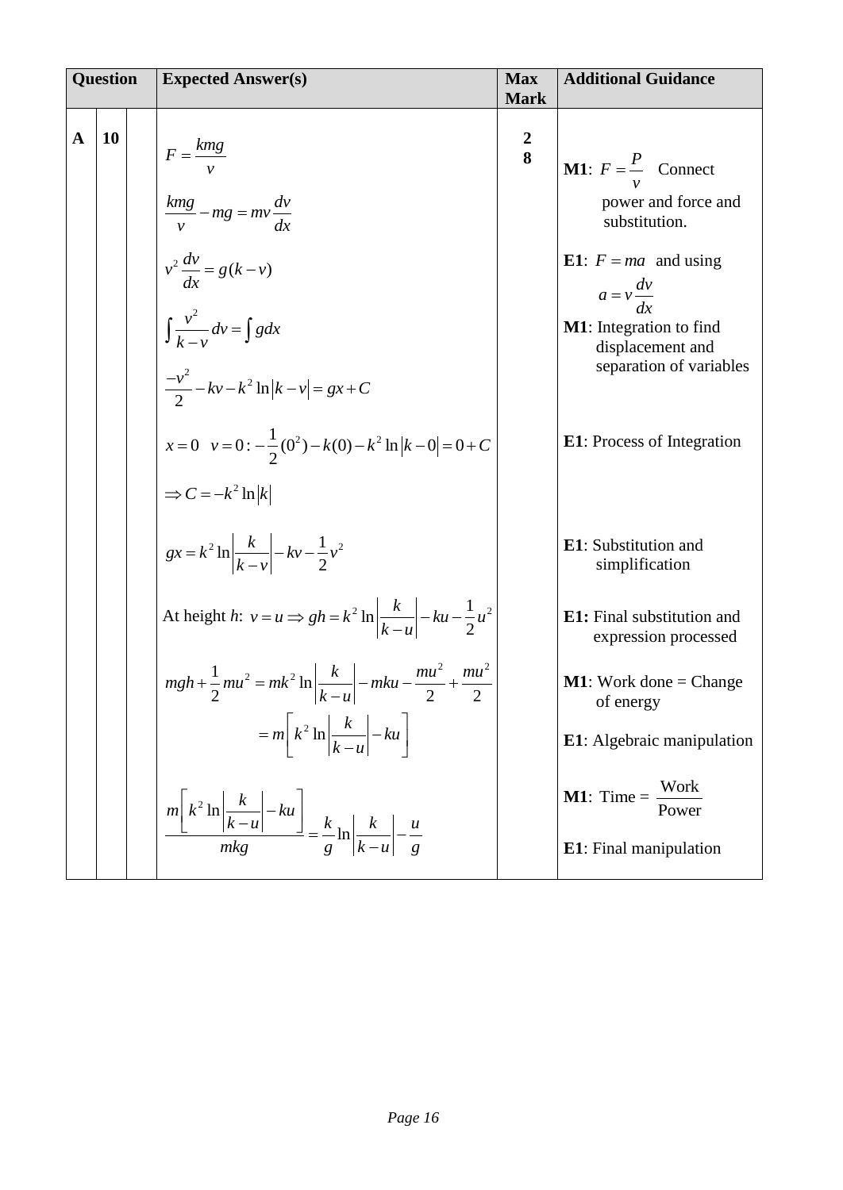| Question | | | Expected Answer(s) | Max Mark | Additional Guidance |
|---|---|---|---|---|---|
| **A** | **10** | | $F = \dfrac{kmg}{v}$ <br><br> $\dfrac{kmg}{v} - mg = mv\dfrac{dv}{dx}$ <br><br> $v^2\dfrac{dv}{dx} = g(k - v)$ <br><br> $\int \dfrac{v^2}{k-v}dv = \int g dx$ <br><br> $\dfrac{-v^2}{2} - kv - k^2 \ln\|k - v\| = gx + C$ <br><br> $x = 0 \quad v = 0: -\dfrac{1}{2}(0^2) - k(0) - k^2 \ln\|k - 0\| = 0 + C$ <br><br> $\Rightarrow C = -k^2 \ln\|k\|$ <br><br> $gx = k^2 \ln\left\|\dfrac{k}{k-v}\right\| - kv - \dfrac{1}{2}v^2$ <br><br> At height $h$: $v = u \Rightarrow gh = k^2 \ln\left\|\dfrac{k}{k-u}\right\| - ku - \dfrac{1}{2}u^2$ <br><br> $mgh + \dfrac{1}{2}mu^2 = mk^2 \ln\left\|\dfrac{k}{k-u}\right\| - mku - \dfrac{mu^2}{2} + \dfrac{mu^2}{2}$ <br> $= m\left[k^2 \ln\left\|\dfrac{k}{k-u}\right\| - ku\right]$ <br><br> $\dfrac{m\left[k^2 \ln\left\|\dfrac{k}{k-u}\right\| - ku\right]}{mkg} = \dfrac{k}{g}\ln\left\|\dfrac{k}{k-u}\right\| - \dfrac{u}{g}$ | **2** <br> **8** | **M1**: $F = \dfrac{P}{v}$ Connect power and force and substitution. <br><br> **E1**: $F = ma$ and using $a = v\dfrac{dv}{dx}$ <br><br> **M1**: Integration to find displacement and separation of variables <br><br> **E1**: Process of Integration <br><br> **E1**: Substitution and simplification <br><br> **E1:** Final substitution and expression processed <br><br> **M1**: Work done = Change of energy <br><br> **E1**: Algebraic manipulation <br><br> **M1**: Time = $\dfrac{\text{Work}}{\text{Power}}$ <br><br> **E1**: Final manipulation |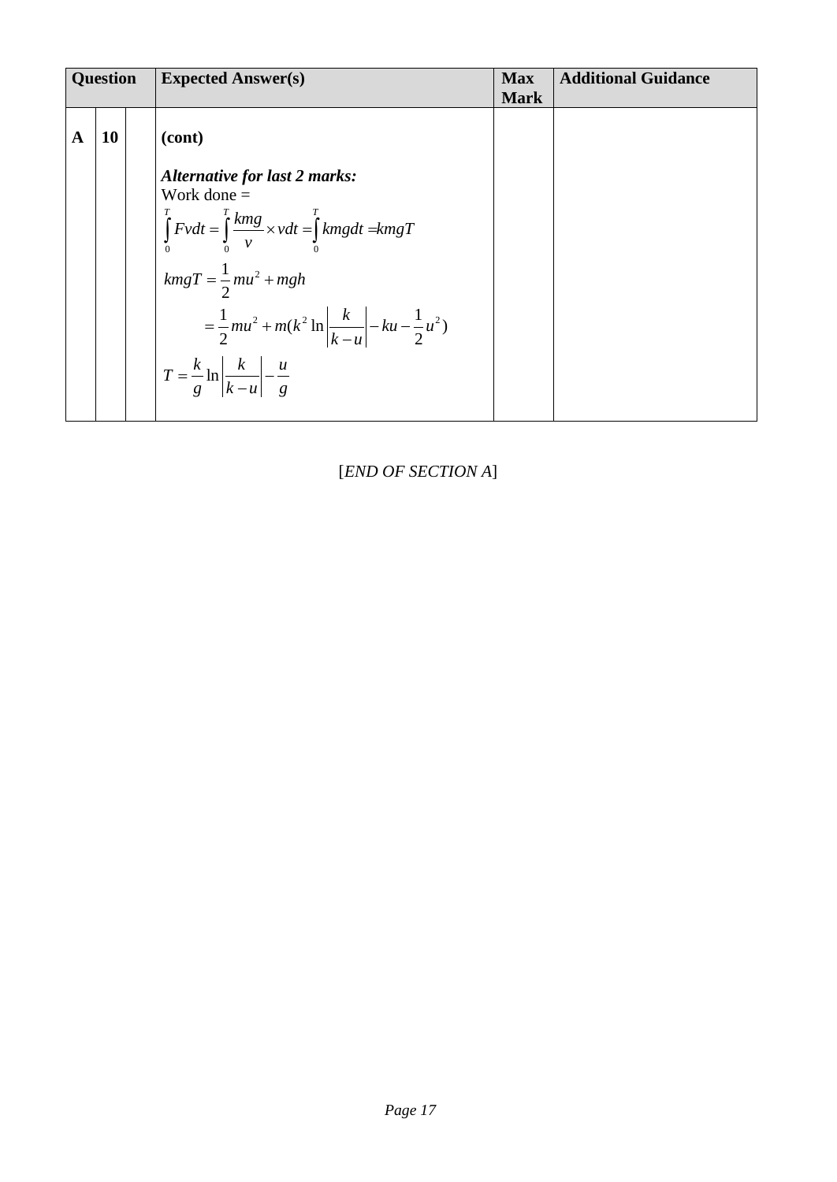| Question | | | Expected Answer(s) | Max Mark | Additional Guidance |
|---|---|---|---|---|---|
| A | 10 | | **(cont)**<br><br>***Alternative for last 2 marks:***<br>Work done =<br>$\int_0^T F v dt = \int_0^T \frac{kmg}{v} \times v dt = \int_0^T kmg dt = kmgT$<br>$kmgT = \frac{1}{2}mu^2 + mgh$<br>$= \frac{1}{2}mu^2 + m(k^2 \ln\left\|\frac{k}{k-u}\right\| - ku - \frac{1}{2}u^2)$<br>$T = \frac{k}{g}\ln\left\|\frac{k}{k-u}\right\| - \frac{u}{g}$ | | |

[*END OF SECTION A*]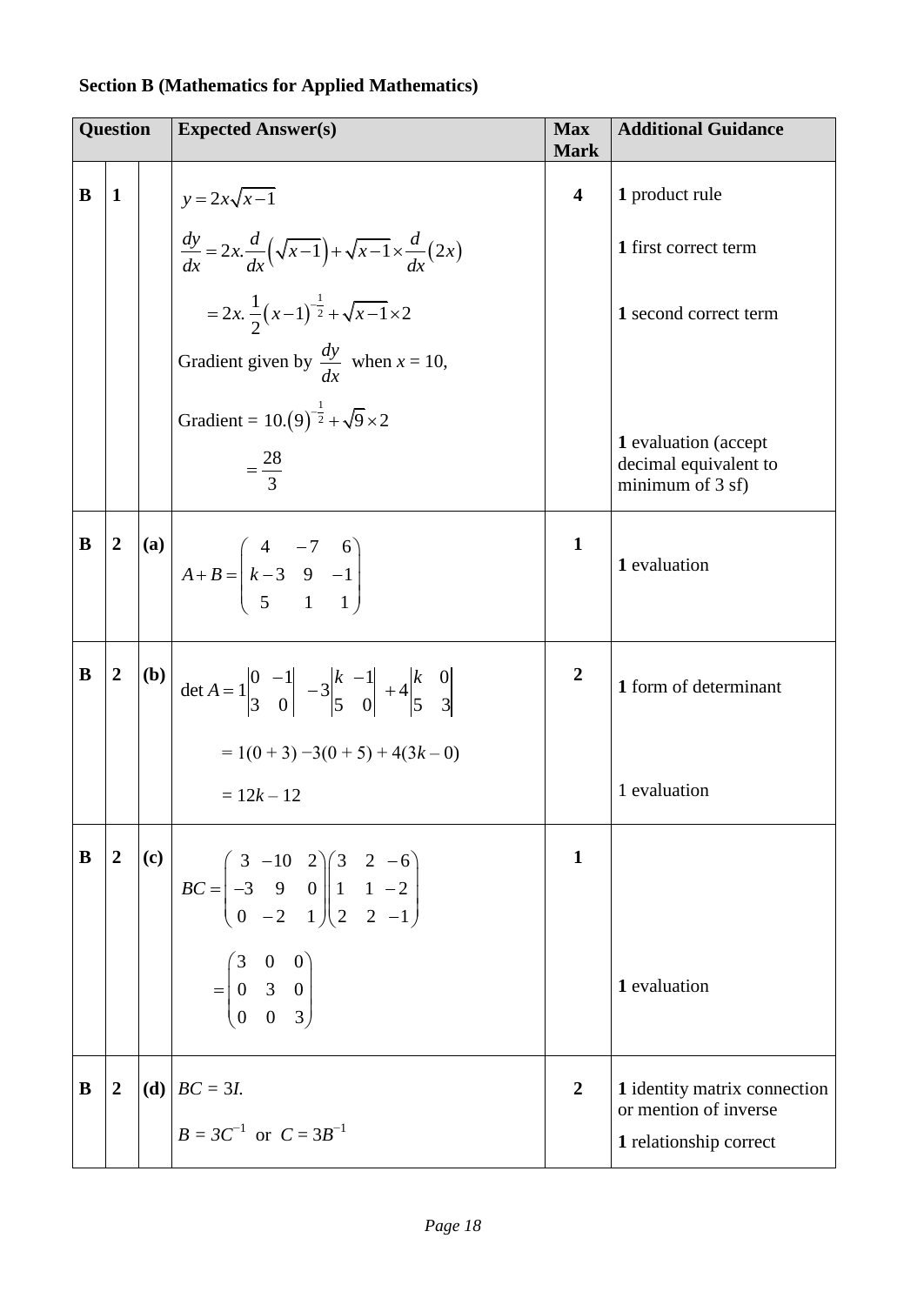**Section B (Mathematics for Applied Mathematics)**

| Question | | | Expected Answer(s) | Max Mark | Additional Guidance |
|---|---|---|---|---|---|
| **B** | **1** | | $y = 2x\sqrt{x-1}$ <br> $\frac{dy}{dx} = 2x.\frac{d}{dx}\left(\sqrt{x-1}\right) + \sqrt{x-1} \times \frac{d}{dx}(2x)$ <br> $= 2x.\frac{1}{2}(x-1)^{-\frac{1}{2}} + \sqrt{x-1} \times 2$ <br> Gradient given by $\frac{dy}{dx}$ when $x = 10$, <br> Gradient $= 10.(9)^{-\frac{1}{2}} + \sqrt{9} \times 2$ <br> $= \frac{28}{3}$ | **4** | **1** product rule <br> **1** first correct term <br> **1** second correct term <br> **1** evaluation (accept decimal equivalent to minimum of 3 sf) |
| **B** | **2** | **(a)** | $A + B = \begin{pmatrix} 4 & -7 & 6 \\ k-3 & 9 & -1 \\ 5 & 1 & 1 \end{pmatrix}$ | **1** | **1** evaluation |
| **B** | **2** | **(b)** | $\det A = 1\begin{vmatrix} 0 & -1 \\ 3 & 0 \end{vmatrix} - 3\begin{vmatrix} k & -1 \\ 5 & 0 \end{vmatrix} + 4\begin{vmatrix} k & 0 \\ 5 & 3 \end{vmatrix}$ <br> $= 1(0 + 3) - 3(0 + 5) + 4(3k - 0)$ <br> $= 12k - 12$ | **2** | **1** form of determinant <br> 1 evaluation |
| **B** | **2** | **(c)** | $BC = \begin{pmatrix} 3 & -10 & 2 \\ -3 & 9 & 0 \\ 0 & -2 & 1 \end{pmatrix}\begin{pmatrix} 3 & 2 & -6 \\ 1 & 1 & -2 \\ 2 & 2 & -1 \end{pmatrix}$ <br> $= \begin{pmatrix} 3 & 0 & 0 \\ 0 & 3 & 0 \\ 0 & 0 & 3 \end{pmatrix}$ | **1** | **1** evaluation |
| **B** | **2** | **(d)** | $BC = 3I.$ <br> $B = 3C^{-1}$ or $C = 3B^{-1}$ | **2** | **1** identity matrix connection or mention of inverse <br> **1** relationship correct |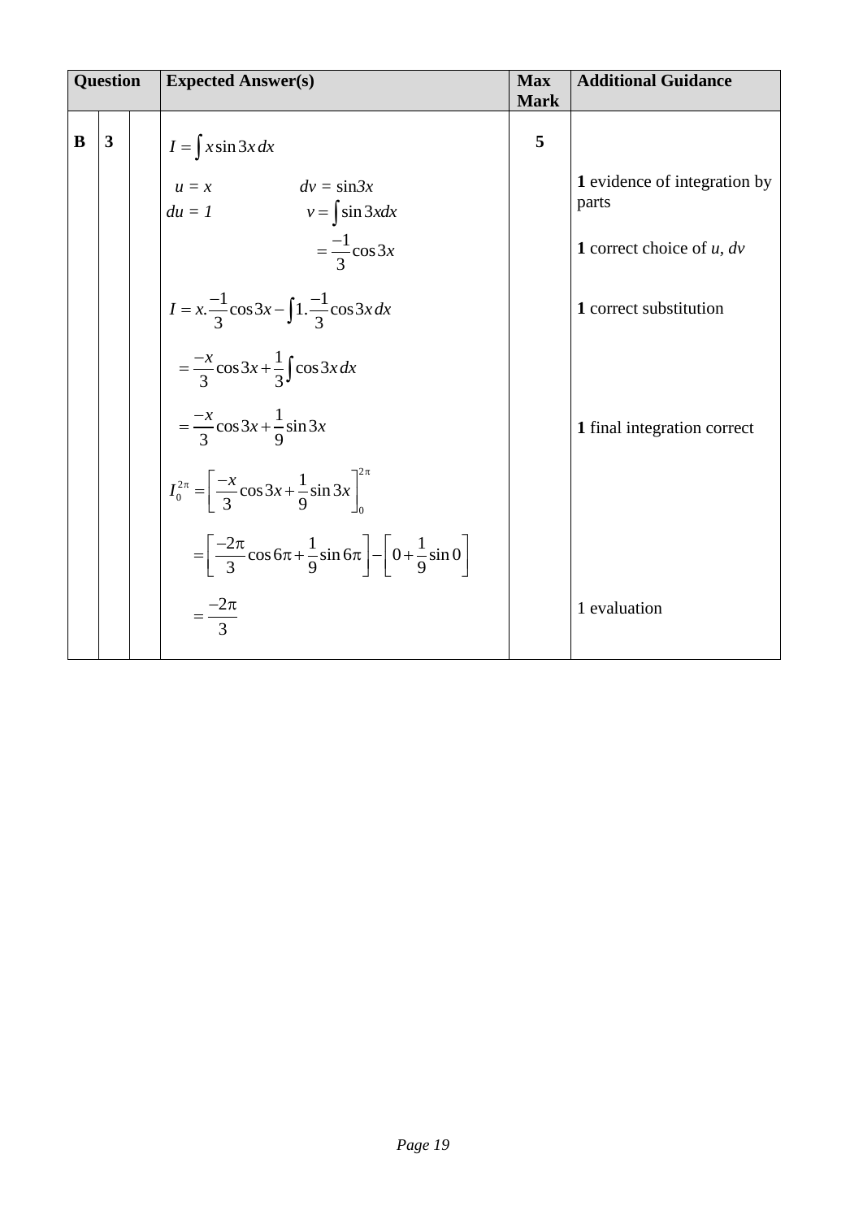| Question | | | Expected Answer(s) | Max Mark | Additional Guidance |
|---|---|---|---|---|---|
| **B** | **3** | | $I = \int x \sin 3x \, dx$ | **5** | |
| | | | $u = x \qquad dv = \sin 3x$<br>$du = 1 \qquad v = \int \sin 3x dx$ | | **1** evidence of integration by parts |
| | | | $= \frac{-1}{3}\cos 3x$ | | **1** correct choice of $u$, $dv$ |
| | | | $I = x.\frac{-1}{3}\cos 3x - \int 1.\frac{-1}{3}\cos 3x \, dx$ | | **1** correct substitution |
| | | | $= \frac{-x}{3}\cos 3x + \frac{1}{3}\int \cos 3x \, dx$ | | |
| | | | $= \frac{-x}{3}\cos 3x + \frac{1}{9}\sin 3x$ | | **1** final integration correct |
| | | | $I_0^{2\pi} = \left[\frac{-x}{3}\cos 3x + \frac{1}{9}\sin 3x\right]_0^{2\pi}$ | | |
| | | | $= \left[\frac{-2\pi}{3}\cos 6\pi + \frac{1}{9}\sin 6\pi\right] - \left[0 + \frac{1}{9}\sin 0\right]$ | | |
| | | | $= \frac{-2\pi}{3}$ | | 1 evaluation |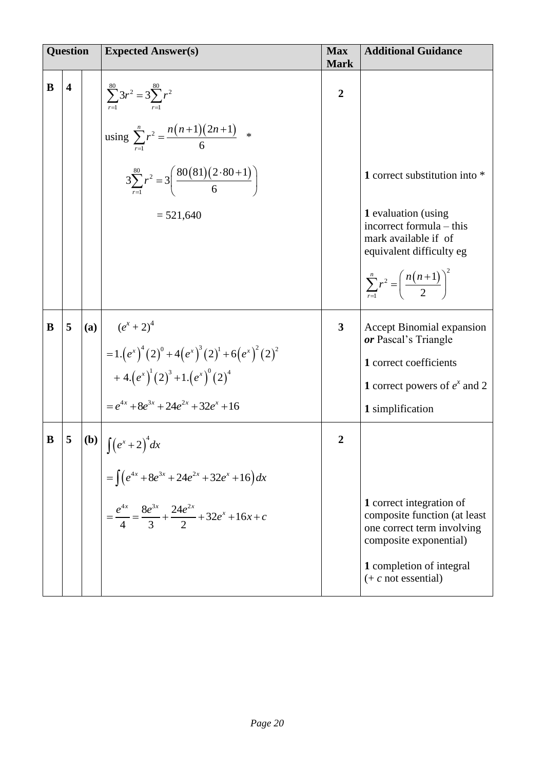| Question | | | Expected Answer(s) | Max Mark | Additional Guidance |
|---|---|---|---|---|---|
| **B** | **4** | | $\sum_{r=1}^{80} 3r^2 = 3\sum_{r=1}^{80} r^2$ <br><br> using $\sum_{r=1}^{n} r^2 = \frac{n(n+1)(2n+1)}{6}$ $*$ <br><br> $3\sum_{r=1}^{80} r^2 = 3\left(\frac{80(81)(2\cdot 80+1)}{6}\right)$ <br><br> $= 521,640$ | **2** | **1** correct substitution into * <br><br> **1** evaluation (using incorrect formula – this mark available if of equivalent difficulty eg <br><br> $\sum_{r=1}^{n} r^2 = \left(\frac{n(n+1)}{2}\right)^2$ |
| **B** | **5** | **(a)** | $(e^x + 2)^4$ <br> $= 1.(e^x)^4(2)^0 + 4(e^x)^3(2)^1 + 6(e^x)^2(2)^2$ <br> $+ 4.(e^x)^1(2)^3 + 1.(e^x)^0(2)^4$ <br><br> $= e^{4x} + 8e^{3x} + 24e^{2x} + 32e^x + 16$ | **3** | Accept Binomial expansion ***or*** Pascal's Triangle <br><br> **1** correct coefficients <br><br> **1** correct powers of $e^x$ and 2 <br><br> **1** simplification |
| **B** | **5** | **(b)** | $\int (e^x + 2)^4 dx$ <br><br> $= \int (e^{4x} + 8e^{3x} + 24e^{2x} + 32e^x + 16) dx$ <br><br> $= \frac{e^{4x}}{4} = \frac{8e^{3x}}{3} + \frac{24e^{2x}}{2} + 32e^x + 16x + c$ | **2** | **1** correct integration of composite function (at least one correct term involving composite exponential) <br><br> **1** completion of integral (+ $c$ not essential) |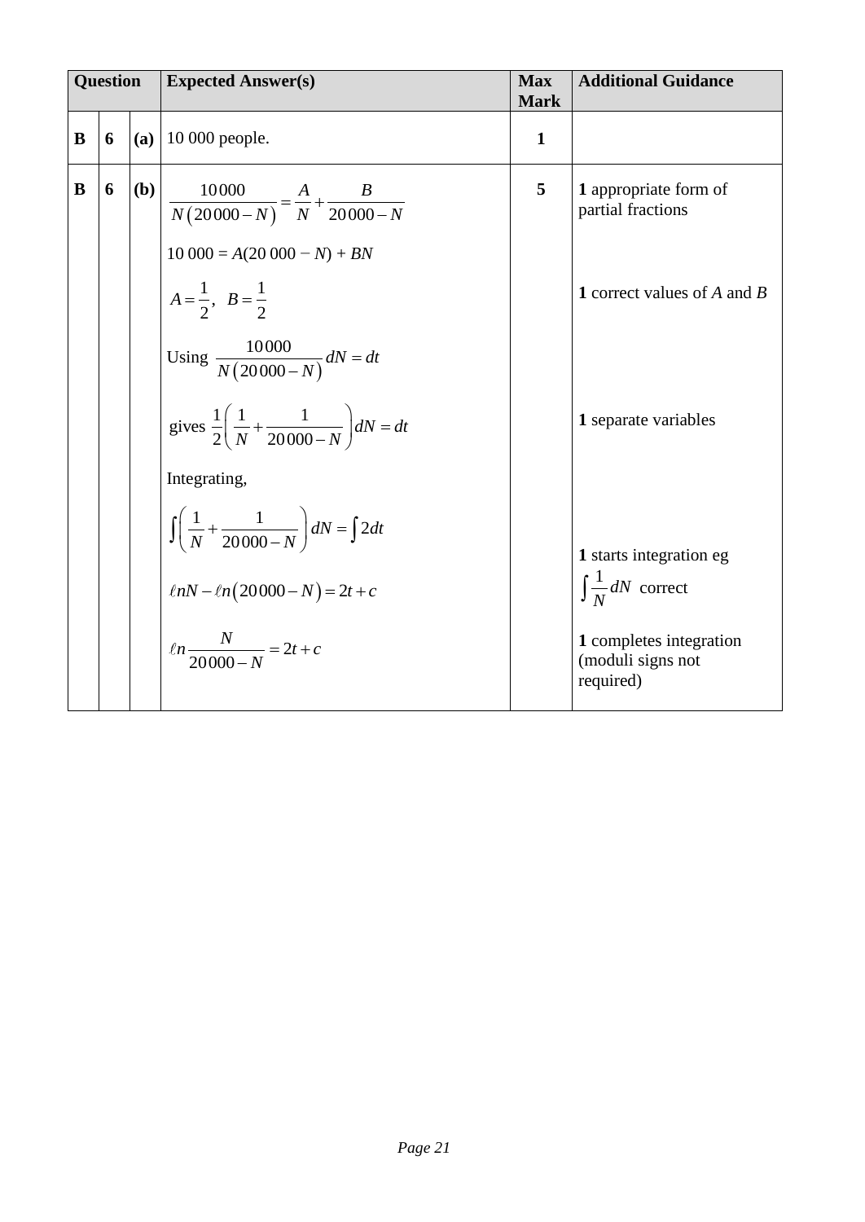| Question | | | Expected Answer(s) | Max Mark | Additional Guidance |
|---|---|---|---|---|---|
| **B** | **6** | **(a)** | 10 000 people. | **1** | |
| **B** | **6** | **(b)** | $\dfrac{10000}{N(20000-N)} = \dfrac{A}{N} + \dfrac{B}{20000-N}$ <br><br> $10\,000 = A(20\,000 - N) + BN$ <br><br> $A = \dfrac{1}{2}, \quad B = \dfrac{1}{2}$ <br><br> Using $\dfrac{10000}{N(20000-N)}dN = dt$ <br><br> gives $\dfrac{1}{2}\left(\dfrac{1}{N} + \dfrac{1}{20000-N}\right)dN = dt$ <br><br> Integrating, <br><br> $\int\left(\dfrac{1}{N} + \dfrac{1}{20000-N}\right)dN = \int 2dt$ <br><br> $\ell nN - \ell n(20000-N) = 2t + c$ <br><br> $\ell n\dfrac{N}{20000-N} = 2t + c$ | **5** | **1** appropriate form of partial fractions <br><br> **1** correct values of $A$ and $B$ <br><br> **1** separate variables <br><br> **1** starts integration eg $\int \dfrac{1}{N}dN$ correct <br><br> **1** completes integration (moduli signs not required) |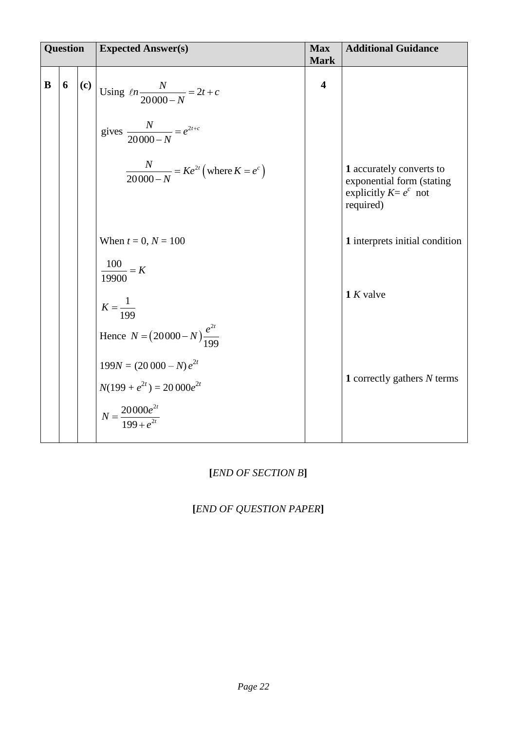| Question | | | Expected Answer(s) | Max Mark | Additional Guidance |
|---|---|---|---|---|---|
| B | 6 | (c) | Using $\ell n \dfrac{N}{20000 - N} = 2t + c$ <br><br> gives $\dfrac{N}{20000 - N} = e^{2t+c}$ <br><br> $\dfrac{N}{20000 - N} = Ke^{2t} \left(\text{where } K = e^{c}\right)$ <br><br> When $t = 0$, $N = 100$ <br><br> $\dfrac{100}{19900} = K$ <br><br> $K = \dfrac{1}{199}$ <br><br> Hence $N = \left(20000 - N\right)\dfrac{e^{2t}}{199}$ <br><br> $199N = (20\,000 - N)\,e^{2t}$ <br><br> $N(199 + e^{2t}) = 20\,000e^{2t}$ <br><br> $N = \dfrac{20000e^{2t}}{199 + e^{2t}}$ | 4 | **1** accurately converts to exponential form (stating explicitly $K = e^{c}$ not required) <br><br> **1** interprets initial condition <br><br> **1** $K$ valve <br><br> **1** correctly gathers $N$ terms |

**[*END OF SECTION B*]**

**[*END OF QUESTION PAPER*]**